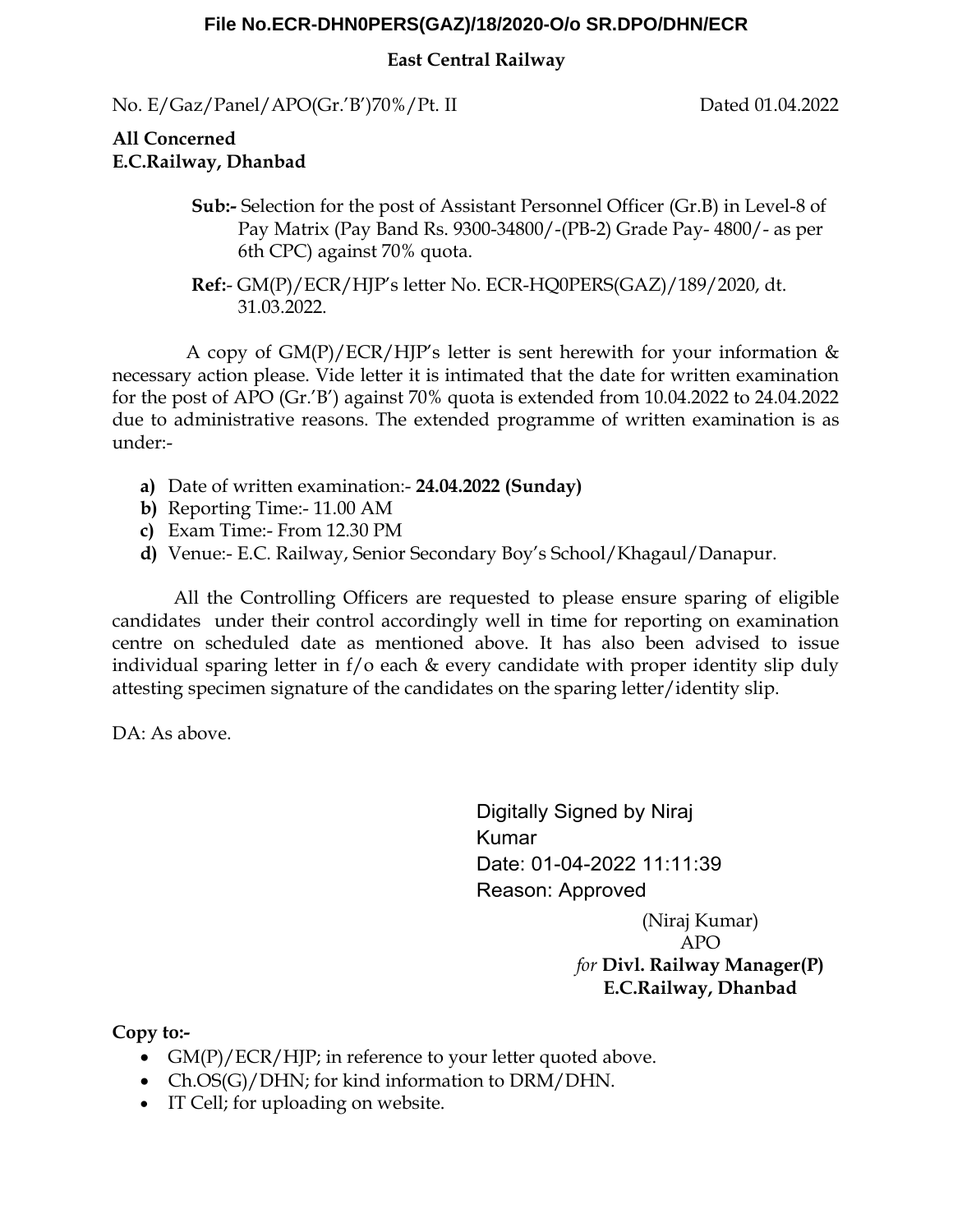**File No.ECR-DHN0PERS(GAZ)/18/2020-O/o SR.DPO/DHN/ECR**

**East Central Railway**

No. E/Gaz/Panel/APO(Gr.'B')70%/Pt. II　　　　　　　　　　　　　　Dated 01.04.2022

**All Concerned**
**E.C.Railway, Dhanbad**

**Sub:-** Selection for the post of Assistant Personnel Officer (Gr.B) in Level-8 of Pay Matrix (Pay Band Rs. 9300-34800/-(PB-2) Grade Pay- 4800/- as per 6th CPC) against 70% quota.

**Ref:-** GM(P)/ECR/HJP's letter No. ECR-HQ0PERS(GAZ)/189/2020, dt. 31.03.2022.

A copy of GM(P)/ECR/HJP's letter is sent herewith for your information & necessary action please. Vide letter it is intimated that the date for written examination for the post of APO (Gr.'B') against 70% quota is extended from 10.04.2022 to 24.04.2022 due to administrative reasons. The extended programme of written examination is as under:-

**a)** Date of written examination:- **24.04.2022 (Sunday)**
**b)** Reporting Time:- 11.00 AM
**c)** Exam Time:- From 12.30 PM
**d)** Venue:- E.C. Railway, Senior Secondary Boy's School/Khagaul/Danapur.

All the Controlling Officers are requested to please ensure sparing of eligible candidates under their control accordingly well in time for reporting on examination centre on scheduled date as mentioned above. It has also been advised to issue individual sparing letter in f/o each & every candidate with proper identity slip duly attesting specimen signature of the candidates on the sparing letter/identity slip.

DA: As above.

Digitally Signed by Niraj Kumar
Date: 01-04-2022 11:11:39
Reason: Approved

(Niraj Kumar)
APO
*for* **Divl. Railway Manager(P)**
**E.C.Railway, Dhanbad**

**Copy to:-**

- GM(P)/ECR/HJP; in reference to your letter quoted above.
- Ch.OS(G)/DHN; for kind information to DRM/DHN.
- IT Cell; for uploading on website.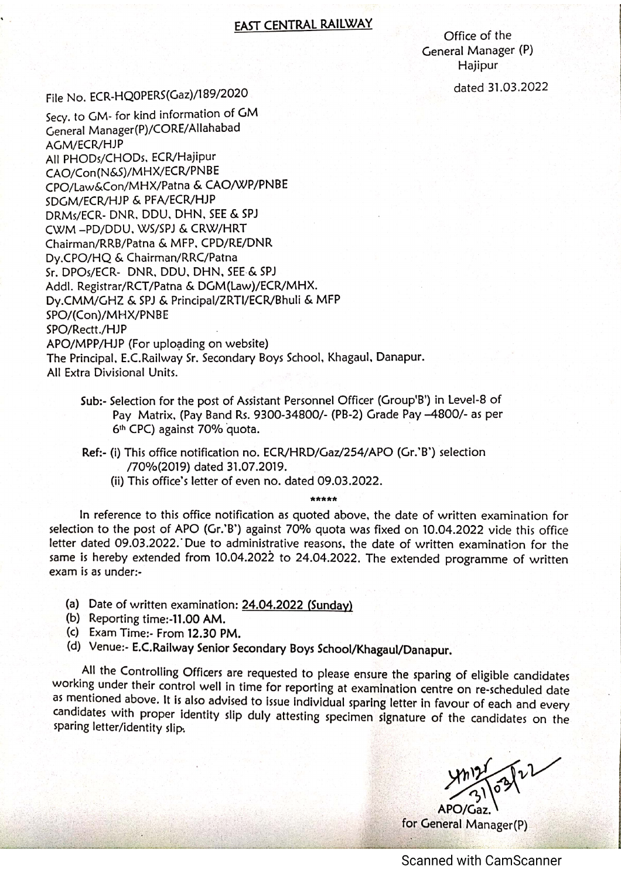# EAST CENTRAL RAILWAY

Office of the
General Manager (P)
Hajipur

dated 31.03.2022

File No. ECR-HQOPERS(Gaz)/189/2020

Secy. to GM- for kind information of GM
General Manager(P)/CORE/Allahabad
AGM/ECR/HJP
All PHODs/CHODs, ECR/Hajipur
CAO/Con(N&S)/MHX/ECR/PNBE
CPO/Law&Con/MHX/Patna & CAO/WP/PNBE
SDGM/ECR/HJP & PFA/ECR/HJP
DRMs/ECR- DNR, DDU, DHN, SEE & SPJ
CWM –PD/DDU, WS/SPJ & CRW/HRT
Chairman/RRB/Patna & MFP, CPD/RE/DNR
Dy.CPO/HQ & Chairman/RRC/Patna
Sr. DPOs/ECR- DNR, DDU, DHN, SEE & SPJ
Addl. Registrar/RCT/Patna & DGM(Law)/ECR/MHX.
Dy.CMM/GHZ & SPJ & Principal/ZRTI/ECR/Bhuli & MFP
SPO/(Con)/MHX/PNBE
SPO/Rectt./HJP
APO/MPP/HJP (For uploading on website)
The Principal, E.C.Railway Sr. Secondary Boys School, Khagaul, Danapur.
All Extra Divisional Units.

**Sub:-** Selection for the post of Assistant Personnel Officer (Group'B') in Level-8 of Pay Matrix, (Pay Band Rs. 9300-34800/- (PB-2) Grade Pay –4800/- as per 6th CPC) against 70% quota.

**Ref:-** (i) This office notification no. ECR/HRD/Gaz/254/APO (Gr.'B') selection /70%(2019) dated 31.07.2019.
(ii) This office's letter of even no. dated 09.03.2022.

*****

In reference to this office notification as quoted above, the date of written examination for selection to the post of APO (Gr.'B') against 70% quota was fixed on 10.04.2022 vide this office letter dated 09.03.2022. Due to administrative reasons, the date of written examination for the same is hereby extended from 10.04.2022 to 24.04.2022. The extended programme of written exam is as under:-

(a) Date of written examination: **<u>24.04.2022 (Sunday)</u>**
(b) Reporting time:-**11.00 AM.**
(c) Exam Time:- **From 12.30 PM.**
(d) Venue:- **E.C.Railway Senior Secondary Boys School/Khagaul/Danapur.**

All the Controlling Officers are requested to please ensure the sparing of eligible candidates working under their control well in time for reporting at examination centre on re-scheduled date as mentioned above. It is also advised to issue individual sparing letter in favour of each and every candidates with proper identity slip duly attesting specimen signature of the candidates on the sparing letter/identity slip.

31/03/22

APO/Gaz.
for General Manager(P)